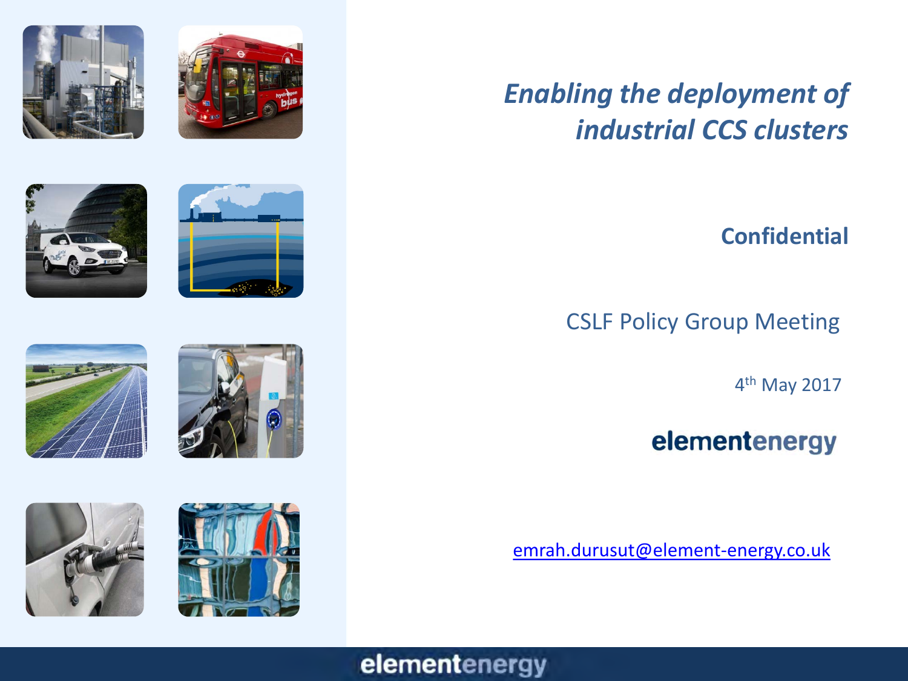# *Enabling the deployment of industrial CCS clusters*

**Confidential**

CSLF Policy Group Meeting

4th May 2017

elementenergy

emrah.durusut@element-energy.co.uk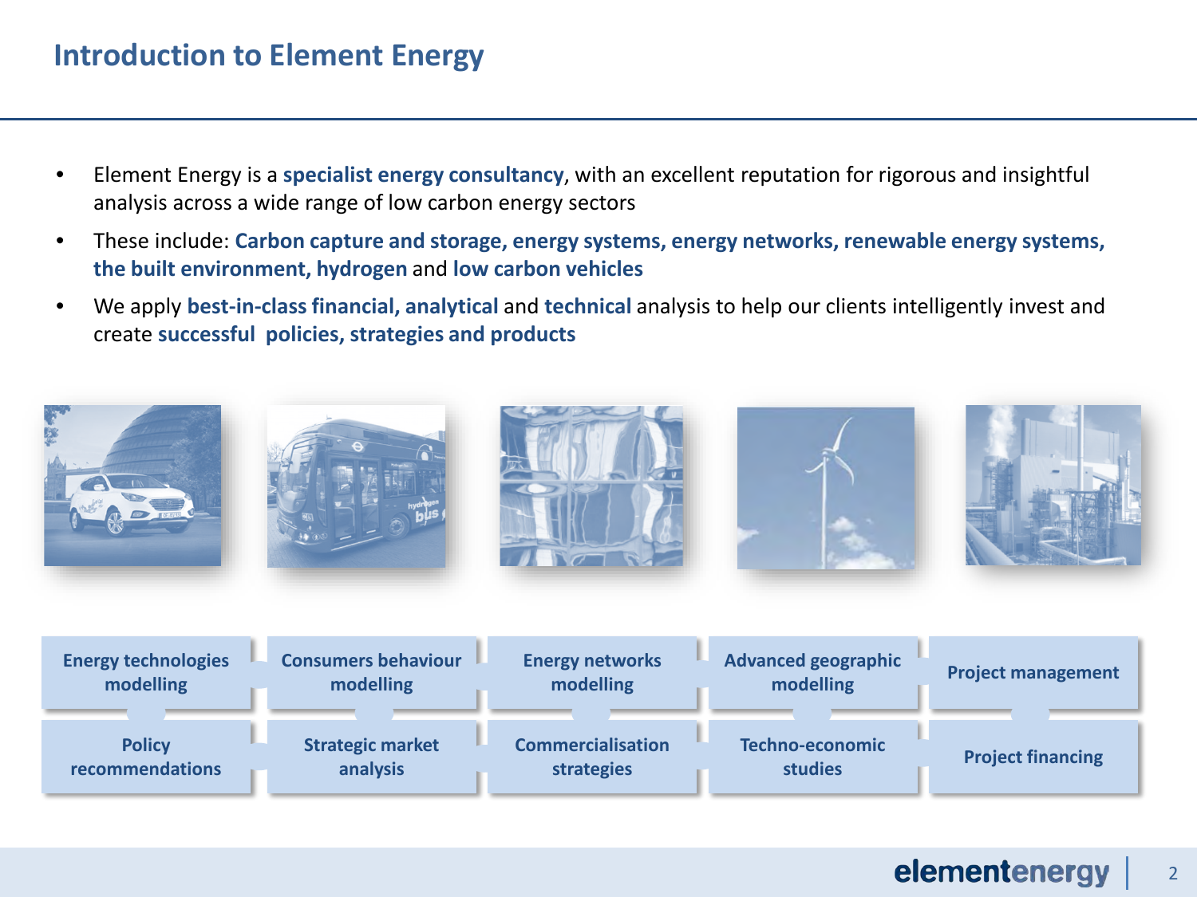# Introduction to Element Energy

- Element Energy is a **specialist energy consultancy**, with an excellent reputation for rigorous and insightful analysis across a wide range of low carbon energy sectors
- These include: **Carbon capture and storage, energy systems, energy networks, renewable energy systems, the built environment, hydrogen** and **low carbon vehicles**
- We apply **best-in-class financial, analytical** and **technical** analysis to help our clients intelligently invest and create **successful policies, strategies and products**

| | | | | |
|---|---|---|---|---|
| **Energy technologies modelling** | **Consumers behaviour modelling** | **Energy networks modelling** | **Advanced geographic modelling** | **Project management** |
| **Policy recommendations** | **Strategic market analysis** | **Commercialisation strategies** | **Techno-economic studies** | **Project financing** |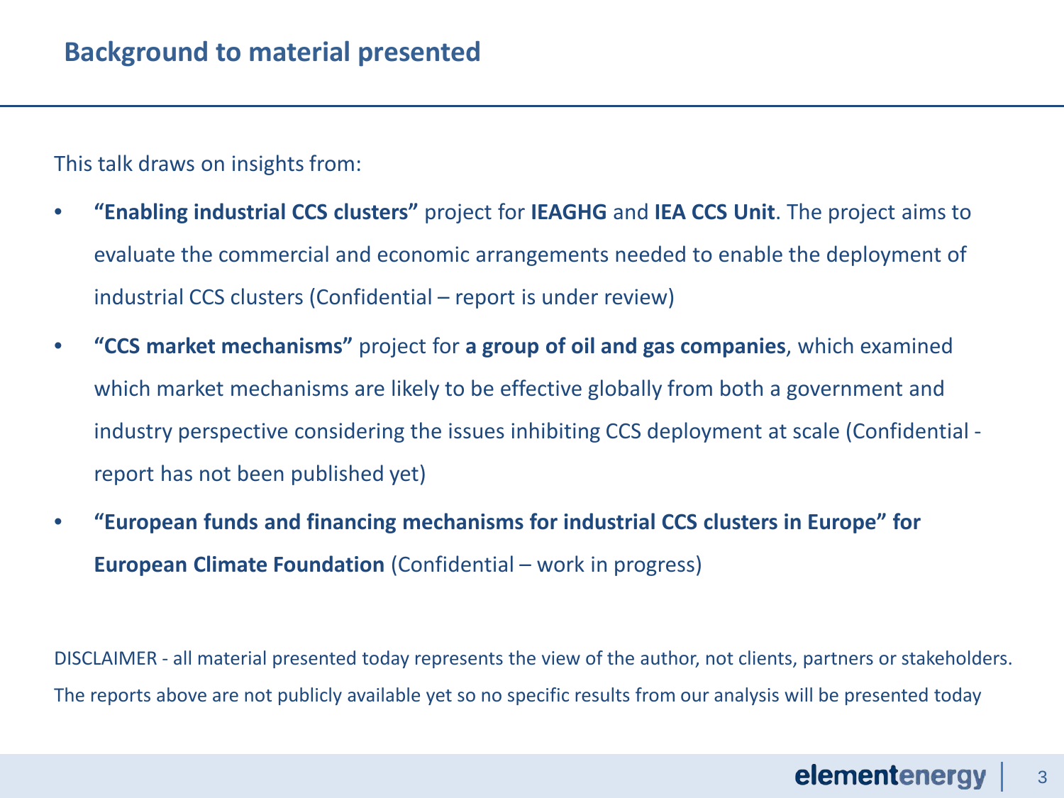## Background to material presented

This talk draws on insights from:

- **"Enabling industrial CCS clusters"** project for **IEAGHG** and **IEA CCS Unit**. The project aims to evaluate the commercial and economic arrangements needed to enable the deployment of industrial CCS clusters (Confidential – report is under review)
- **"CCS market mechanisms"** project for **a group of oil and gas companies**, which examined which market mechanisms are likely to be effective globally from both a government and industry perspective considering the issues inhibiting CCS deployment at scale (Confidential - report has not been published yet)
- **"European funds and financing mechanisms for industrial CCS clusters in Europe" for European Climate Foundation** (Confidential – work in progress)

DISCLAIMER - all material presented today represents the view of the author, not clients, partners or stakeholders. The reports above are not publicly available yet so no specific results from our analysis will be presented today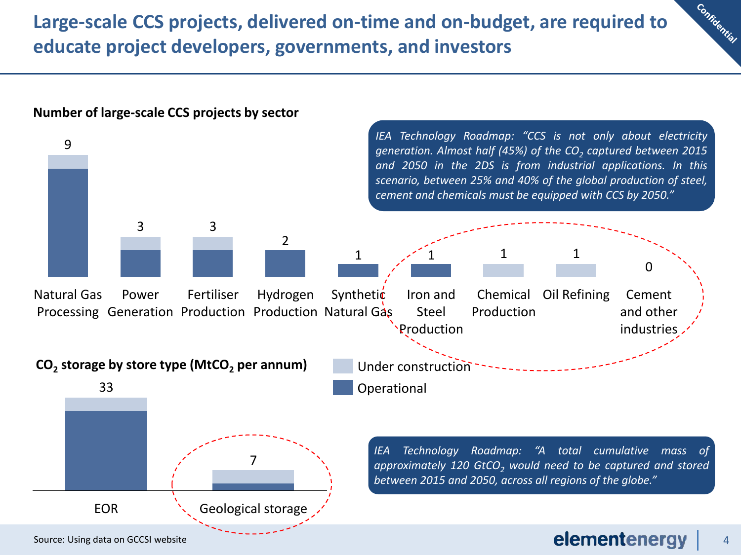# Large-scale CCS projects, delivered on-time and on-budget, are required to educate project developers, governments, and investors

**Number of large-scale CCS projects by sector**

| Sector | Total |
|---|---|
| Natural Gas Processing | 9 |
| Power Generation | 3 |
| Fertiliser Production | 3 |
| Hydrogen Production | 2 |
| Synthetic Natural Gas | 1 |
| Iron and Steel Production | 1 |
| Chemical Production | 1 |
| Oil Refining | 1 |
| Cement and other industries | 0 |

*IEA Technology Roadmap: "CCS is not only about electricity generation. Almost half (45%) of the $CO_2$ captured between 2015 and 2050 in the 2DS is from industrial applications. In this scenario, between 25% and 40% of the global production of steel, cement and chemicals must be equipped with CCS by 2050."*

**$CO_2$ storage by store type ($MtCO_2$ per annum)**

| Store type | Total |
|---|---|
| EOR | 33 |
| Geological storage | 7 |

Legend: Under construction; Operational

*IEA Technology Roadmap: "A total cumulative mass of approximately 120 $GtCO_2$ would need to be captured and stored between 2015 and 2050, across all regions of the globe."*

Source: Using data on GCCSI website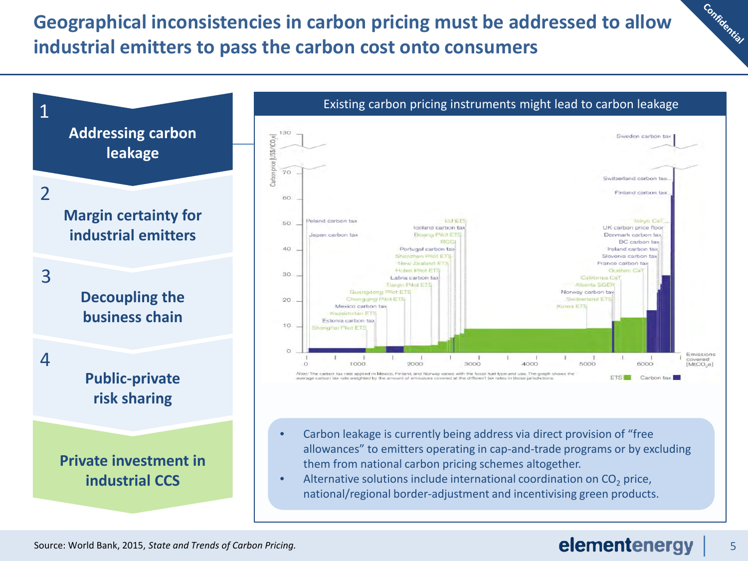# Geographical inconsistencies in carbon pricing must be addressed to allow industrial emitters to pass the carbon cost onto consumers

1. **Addressing carbon leakage**
2. **Margin certainty for industrial emitters**
3. **Decoupling the business chain**
4. **Public-private risk sharing**

**Private investment in industrial CCS**

## Existing carbon pricing instruments might lead to carbon leakage

Carbon price [US$/tCO$_2$e]

Sweden carbon tax, Switzerland carbon tax, Finland carbon tax, Tokyo CaT, UK carbon price floor, Denmark carbon tax, BC carbon tax, Ireland carbon tax, Slovenia carbon tax, France carbon tax, Quebec CaT, California CaT, Alberta SGER, Norway carbon tax, Switzerland ETS, Korea ETS, Poland carbon tax, Japan carbon tax, EU ETS, Iceland carbon tax, Beijing Pilot ETS, RGGI, Portugal carbon tax, Shenzhen Pilot ETS, New Zealand ETS, Hubei Pilot ETS, Latvia carbon tax, Tianjin Pilot ETS, Guangdong Pilot ETS, Chongqing Pilot ETS, Mexico carbon tax, Kazakhstan ETS, Estonia carbon tax, Shanghai Pilot ETS

Emissions covered [MtCO$_2$e]

ETS / Carbon tax

Note: The carbon tax rate applied in Mexico, Finland, and Norway varies with the fossil fuel type and use. The graph shows the average carbon tax rate weighted by the amount of emissions covered at the different tax rates in those jurisdictions.

- Carbon leakage is currently being address via direct provision of "free allowances" to emitters operating in cap-and-trade programs or by excluding them from national carbon pricing schemes altogether.
- Alternative solutions include international coordination on $CO_2$ price, national/regional border-adjustment and incentivising green products.

Source: World Bank, 2015, *State and Trends of Carbon Pricing.*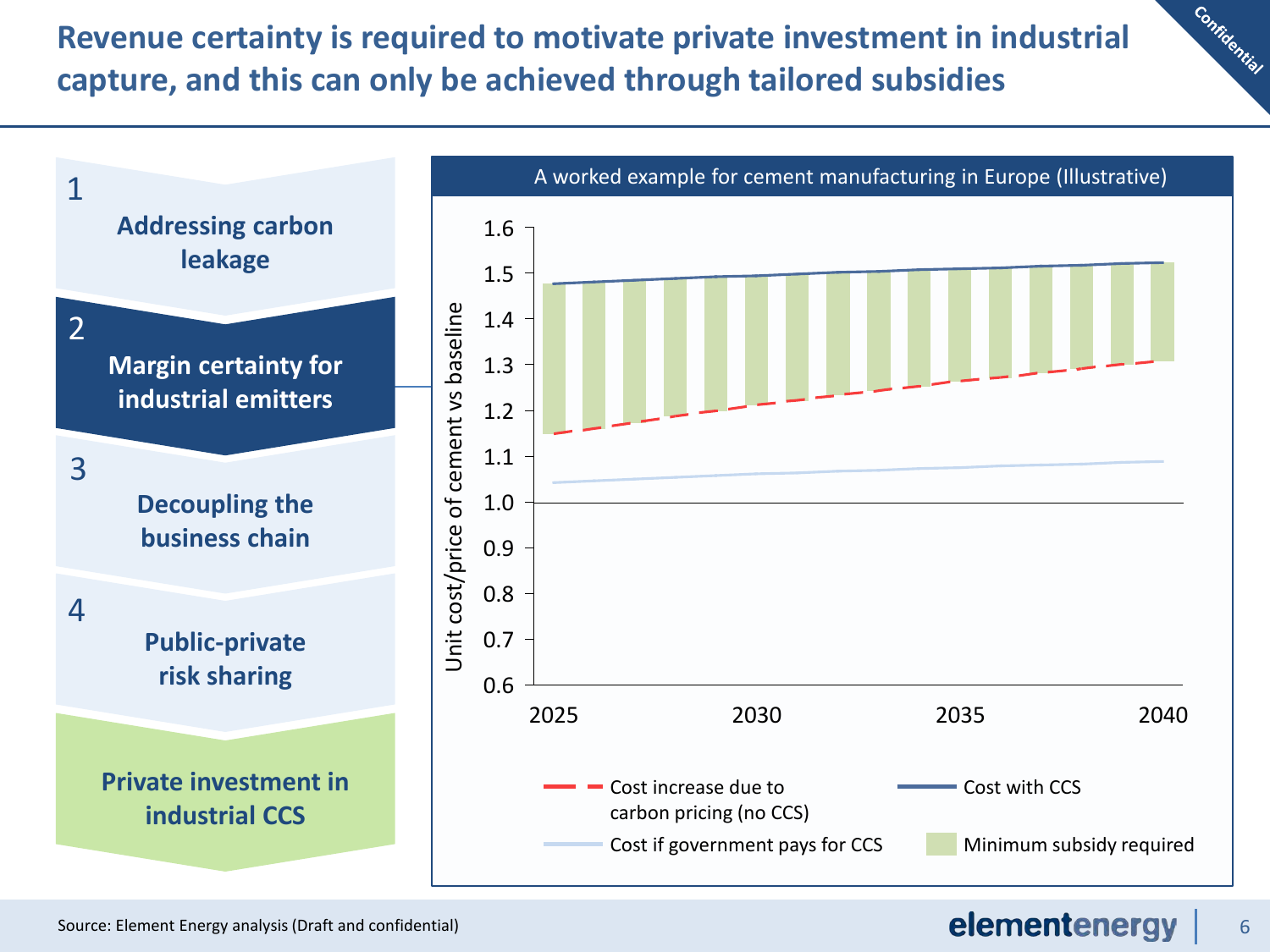# Revenue certainty is required to motivate private investment in industrial capture, and this can only be achieved through tailored subsidies

1. **Addressing carbon leakage**
2. **Margin certainty for industrial emitters**
3. **Decoupling the business chain**
4. **Public-private risk sharing**

**Private investment in industrial CCS**

**A worked example for cement manufacturing in Europe (Illustrative)**

Y-axis: Unit cost/price of cement vs baseline (0.6 – 1.6)

X-axis: 2025, 2030, 2035, 2040

Legend:
- Cost increase due to carbon pricing (no CCS)
- Cost with CCS
- Cost if government pays for CCS
- Minimum subsidy required

Source: Element Energy analysis (Draft and confidential)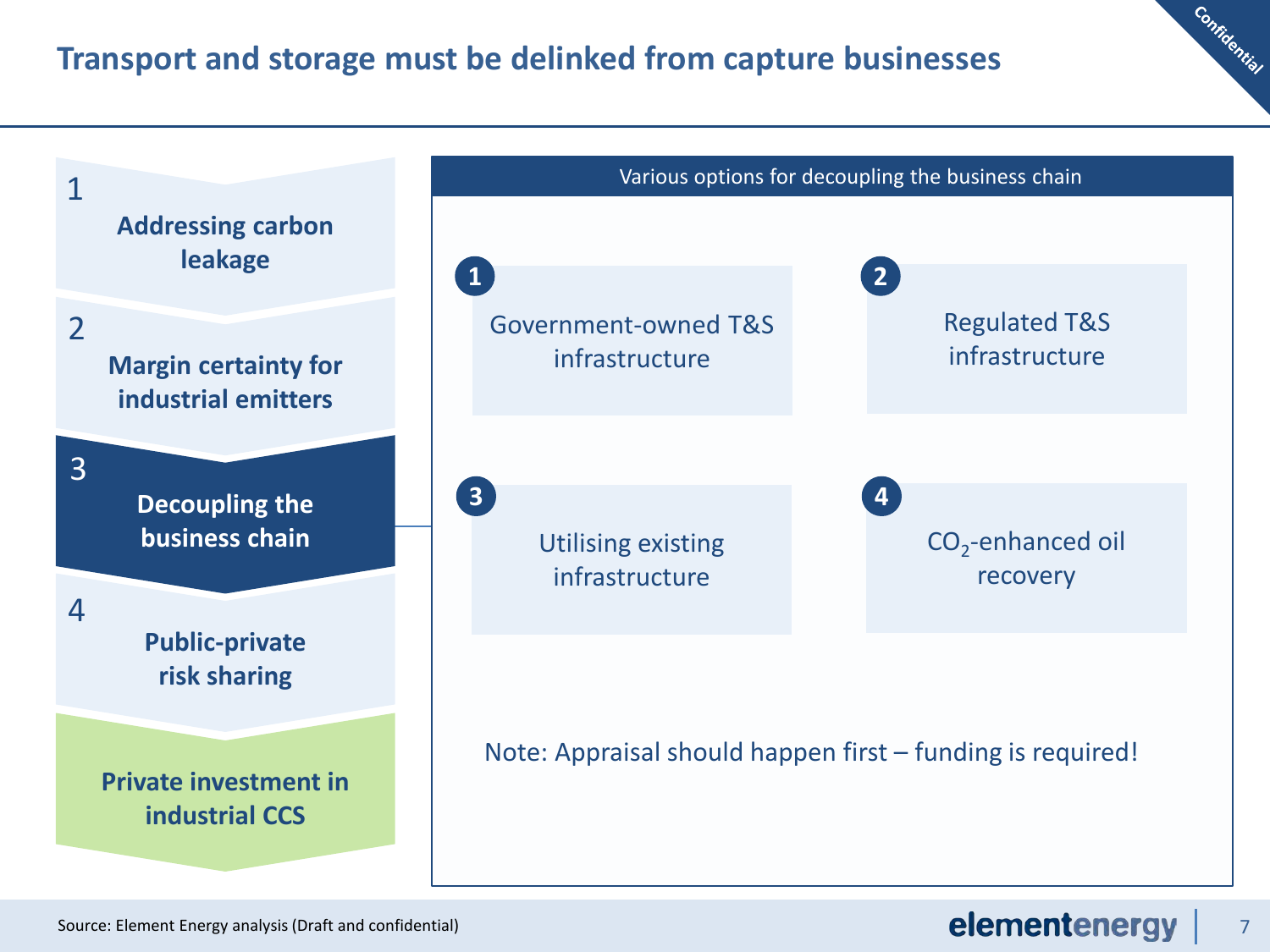# Transport and storage must be delinked from capture businesses

Confidential

1. **Addressing carbon leakage**
2. **Margin certainty for industrial emitters**
3. **Decoupling the business chain**
4. **Public-private risk sharing**

**Private investment in industrial CCS**

## Various options for decoupling the business chain

1. Government-owned T&S infrastructure
2. Regulated T&S infrastructure
3. Utilising existing infrastructure
4. $CO_2$-enhanced oil recovery

Note: Appraisal should happen first – funding is required!

Source: Element Energy analysis (Draft and confidential)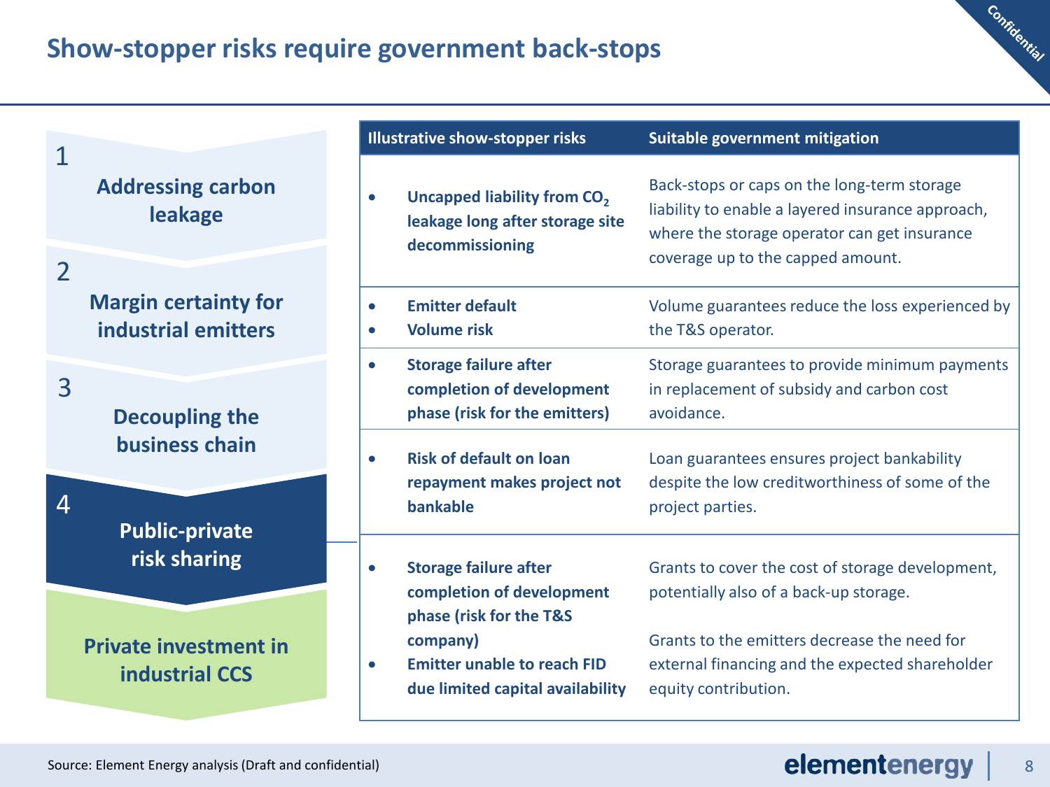# Show-stopper risks require government back-stops

1. Addressing carbon leakage
2. Margin certainty for industrial emitters
3. Decoupling the business chain
4. **Public-private risk sharing**

Private investment in industrial CCS

| Illustrative show-stopper risks | Suitable government mitigation |
|---|---|
| • **Uncapped liability from $CO_2$ leakage long after storage site decommissioning** | Back-stops or caps on the long-term storage liability to enable a layered insurance approach, where the storage operator can get insurance coverage up to the capped amount. |
| • **Emitter default**<br>• **Volume risk** | Volume guarantees reduce the loss experienced by the T&S operator. |
| • **Storage failure after completion of development phase (risk for the emitters)** | Storage guarantees to provide minimum payments in replacement of subsidy and carbon cost avoidance. |
| • **Risk of default on loan repayment makes project not bankable** | Loan guarantees ensures project bankability despite the low creditworthiness of some of the project parties. |
| • **Storage failure after completion of development phase (risk for the T&S company)**<br>• **Emitter unable to reach FID due limited capital availability** | Grants to cover the cost of storage development, potentially also of a back-up storage.<br><br>Grants to the emitters decrease the need for external financing and the expected shareholder equity contribution. |

Source: Element Energy analysis (Draft and confidential)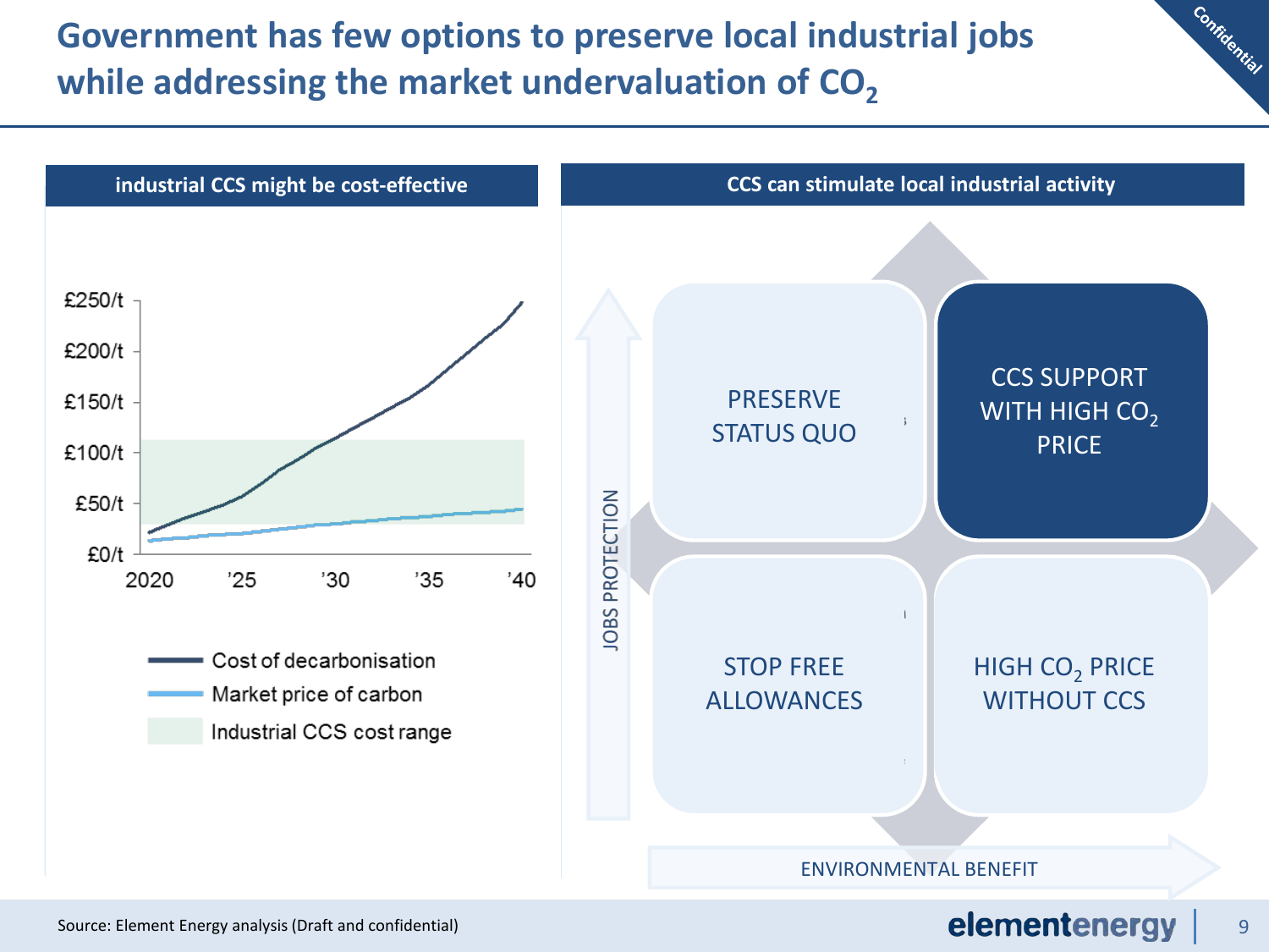# Government has few options to preserve local industrial jobs while addressing the market undervaluation of $CO_2$

## industrial CCS might be cost-effective

£250/t
£200/t
£150/t
£100/t
£50/t
£0/t

2020 '25 '30 '35 '40

- Cost of decarbonisation
- Market price of carbon
- Industrial CCS cost range

## CCS can stimulate local industrial activity

JOBS PROTECTION

| | |
|---|---|
| PRESERVE STATUS QUO | CCS SUPPORT WITH HIGH $CO_2$ PRICE |
| STOP FREE ALLOWANCES | HIGH $CO_2$ PRICE WITHOUT CCS |

ENVIRONMENTAL BENEFIT

Source: Element Energy analysis (Draft and confidential)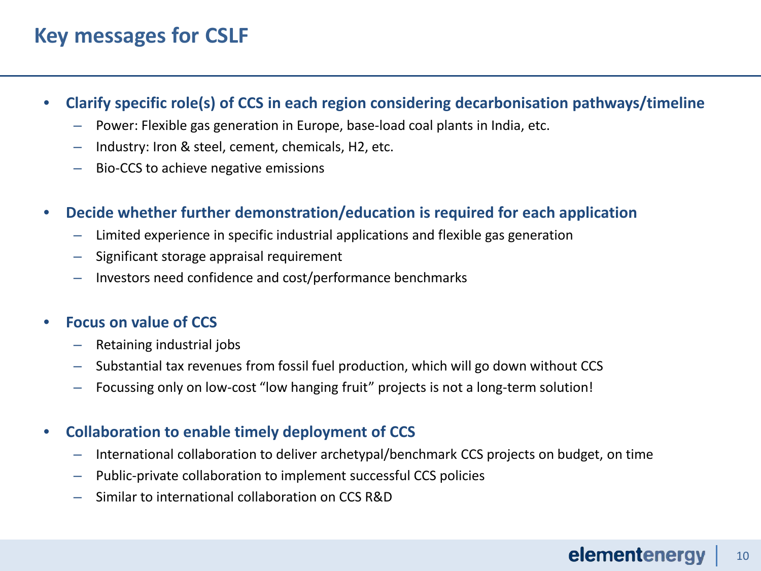# Key messages for CSLF

- **Clarify specific role(s) of CCS in each region considering decarbonisation pathways/timeline**
  - Power: Flexible gas generation in Europe, base-load coal plants in India, etc.
  - Industry: Iron & steel, cement, chemicals, H2, etc.
  - Bio-CCS to achieve negative emissions
- **Decide whether further demonstration/education is required for each application**
  - Limited experience in specific industrial applications and flexible gas generation
  - Significant storage appraisal requirement
  - Investors need confidence and cost/performance benchmarks
- **Focus on value of CCS**
  - Retaining industrial jobs
  - Substantial tax revenues from fossil fuel production, which will go down without CCS
  - Focussing only on low-cost “low hanging fruit” projects is not a long-term solution!
- **Collaboration to enable timely deployment of CCS**
  - International collaboration to deliver archetypal/benchmark CCS projects on budget, on time
  - Public-private collaboration to implement successful CCS policies
  - Similar to international collaboration on CCS R&D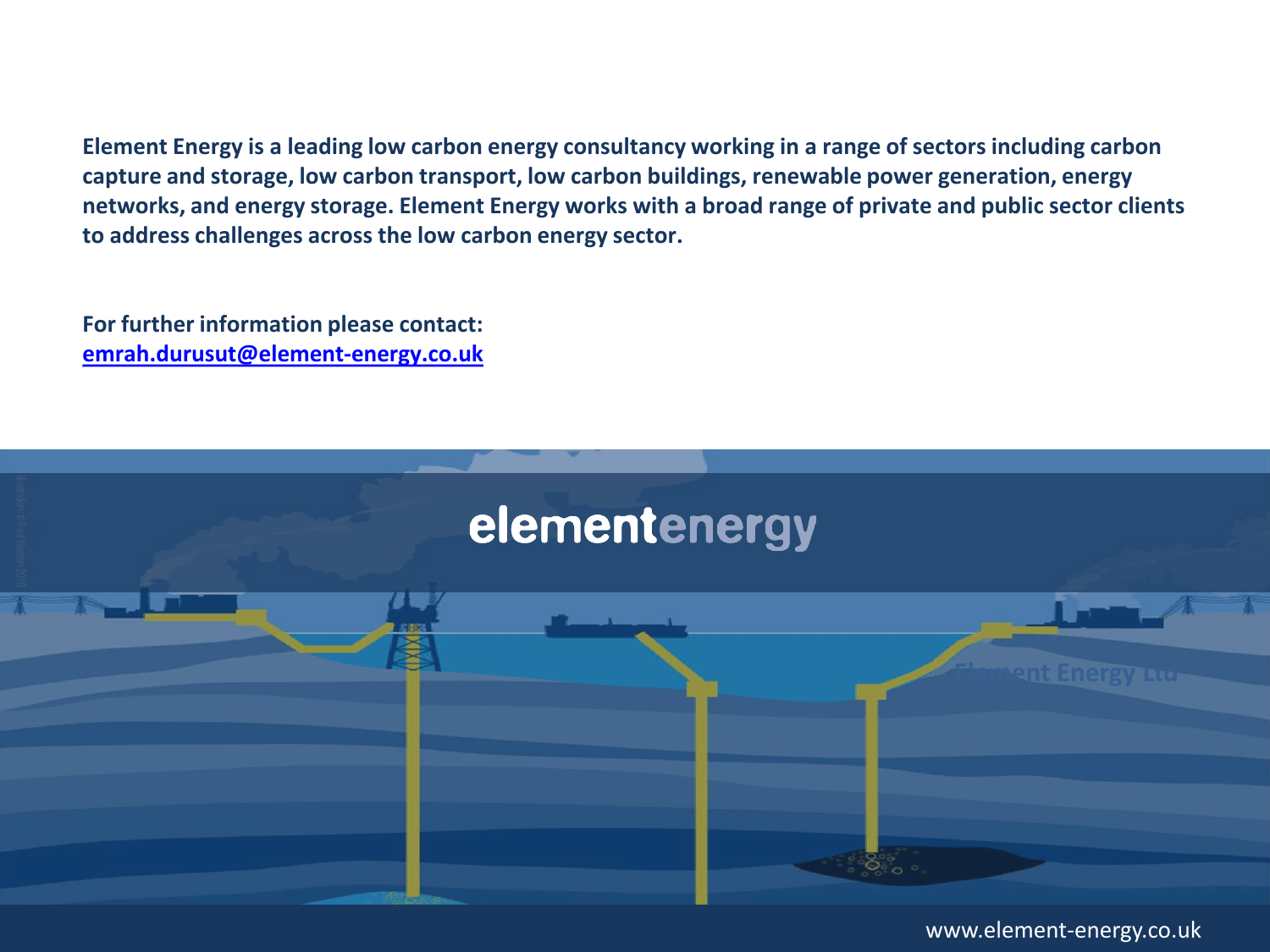**Element Energy is a leading low carbon energy consultancy working in a range of sectors including carbon capture and storage, low carbon transport, low carbon buildings, renewable power generation, energy networks, and energy storage. Element Energy works with a broad range of private and public sector clients to address challenges across the low carbon energy sector.**

**For further information please contact:**
**[emrah.durusut@element-energy.co.uk](mailto:emrah.durusut@element-energy.co.uk)**

elementenergy

Element Energy Ltd

www.element-energy.co.uk